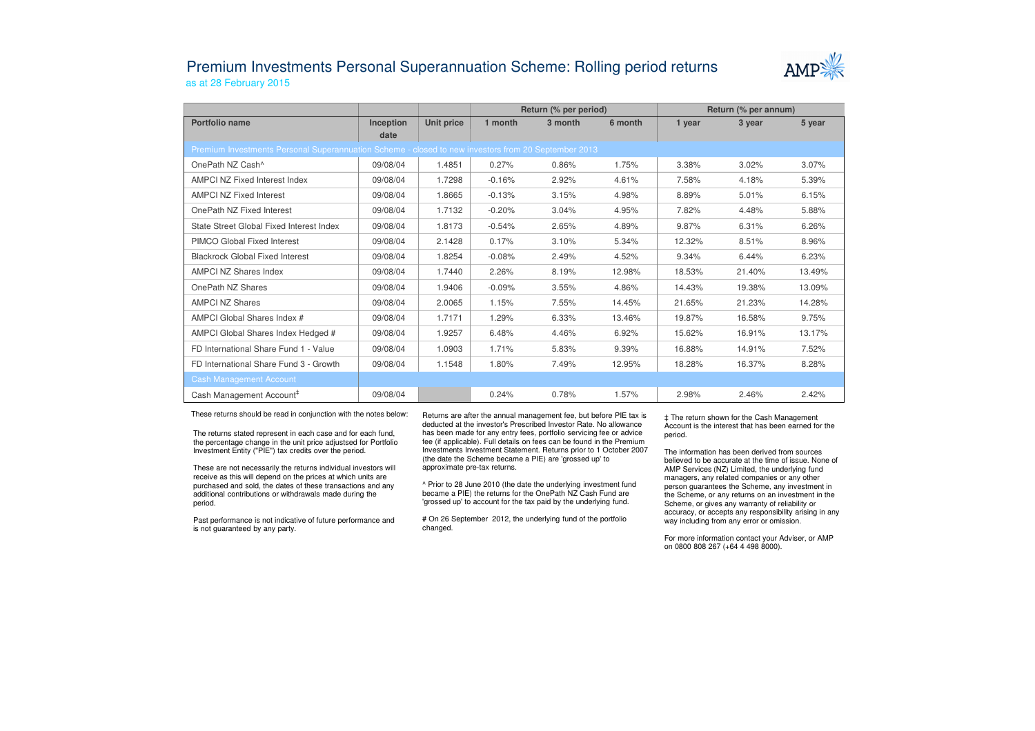# Premium Investments Personal Superannuation Scheme: Rolling period returns

as at 28 February 2015

| Portfolio name | Inception date | Unit price | Return (% per period) 1 month | 3 month | 6 month | Return (% per annum) 1 year | 3 year | 5 year |
|---|---|---|---|---|---|---|---|---|
| Premium Investments Personal Superannuation Scheme - closed to new investors from 20 September 2013 | | | | | | | | |
| OnePath NZ Cash^ | 09/08/04 | 1.4851 | 0.27% | 0.86% | 1.75% | 3.38% | 3.02% | 3.07% |
| AMPCI NZ Fixed Interest Index | 09/08/04 | 1.7298 | -0.16% | 2.92% | 4.61% | 7.58% | 4.18% | 5.39% |
| AMPCI NZ Fixed Interest | 09/08/04 | 1.8665 | -0.13% | 3.15% | 4.98% | 8.89% | 5.01% | 6.15% |
| OnePath NZ Fixed Interest | 09/08/04 | 1.7132 | -0.20% | 3.04% | 4.95% | 7.82% | 4.48% | 5.88% |
| State Street Global Fixed Interest Index | 09/08/04 | 1.8173 | -0.54% | 2.65% | 4.89% | 9.87% | 6.31% | 6.26% |
| PIMCO Global Fixed Interest | 09/08/04 | 2.1428 | 0.17% | 3.10% | 5.34% | 12.32% | 8.51% | 8.96% |
| Blackrock Global Fixed Interest | 09/08/04 | 1.8254 | -0.08% | 2.49% | 4.52% | 9.34% | 6.44% | 6.23% |
| AMPCI NZ Shares Index | 09/08/04 | 1.7440 | 2.26% | 8.19% | 12.98% | 18.53% | 21.40% | 13.49% |
| OnePath NZ Shares | 09/08/04 | 1.9406 | -0.09% | 3.55% | 4.86% | 14.43% | 19.38% | 13.09% |
| AMPCI NZ Shares | 09/08/04 | 2.0065 | 1.15% | 7.55% | 14.45% | 21.65% | 21.23% | 14.28% |
| AMPCI Global Shares Index # | 09/08/04 | 1.7171 | 1.29% | 6.33% | 13.46% | 19.87% | 16.58% | 9.75% |
| AMPCI Global Shares Index Hedged # | 09/08/04 | 1.9257 | 6.48% | 4.46% | 6.92% | 15.62% | 16.91% | 13.17% |
| FD International Share Fund 1 - Value | 09/08/04 | 1.0903 | 1.71% | 5.83% | 9.39% | 16.88% | 14.91% | 7.52% |
| FD International Share Fund 3 - Growth | 09/08/04 | 1.1548 | 1.80% | 7.49% | 12.95% | 18.28% | 16.37% | 8.28% |
| Cash Management Account | | | | | | | | |
| Cash Management Account‡ | 09/08/04 | | 0.24% | 0.78% | 1.57% | 2.98% | 2.46% | 2.42% |

These returns should be read in conjunction with the notes below:

The returns stated represent in each case and for each fund, the percentage change in the unit price adjustsed for Portfolio Investment Entity ("PIE") tax credits over the period.

These are not necessarily the returns individual investors will receive as this will depend on the prices at which units are purchased and sold, the dates of these transactions and any additional contributions or withdrawals made during the period.

Past performance is not indicative of future performance and is not guaranteed by any party.

Returns are after the annual management fee, but before PIE tax is deducted at the investor's Prescribed Investor Rate. No allowance has been made for any entry fees, portfolio servicing fee or advice fee (if applicable). Full details on fees can be found in the Premium Investments Investment Statement. Returns prior to 1 October 2007 (the date the Scheme became a PIE) are 'grossed up' to approximate pre-tax returns.

^ Prior to 28 June 2010 (the date the underlying investment fund became a PIE) the returns for the OnePath NZ Cash Fund are 'grossed up' to account for the tax paid by the underlying fund.

# On 26 September 2012, the underlying fund of the portfolio changed.

‡ The return shown for the Cash Management Account is the interest that has been earned for the period.

The information has been derived from sources believed to be accurate at the time of issue. None of AMP Services (NZ) Limited, the underlying fund managers, any related companies or any other person guarantees the Scheme, any investment in the Scheme, or any returns on an investment in the Scheme, or gives any warranty of reliability or accuracy, or accepts any responsibility arising in any way including from any error or omission.

For more information contact your Adviser, or AMP on 0800 808 267 (+64 4 498 8000).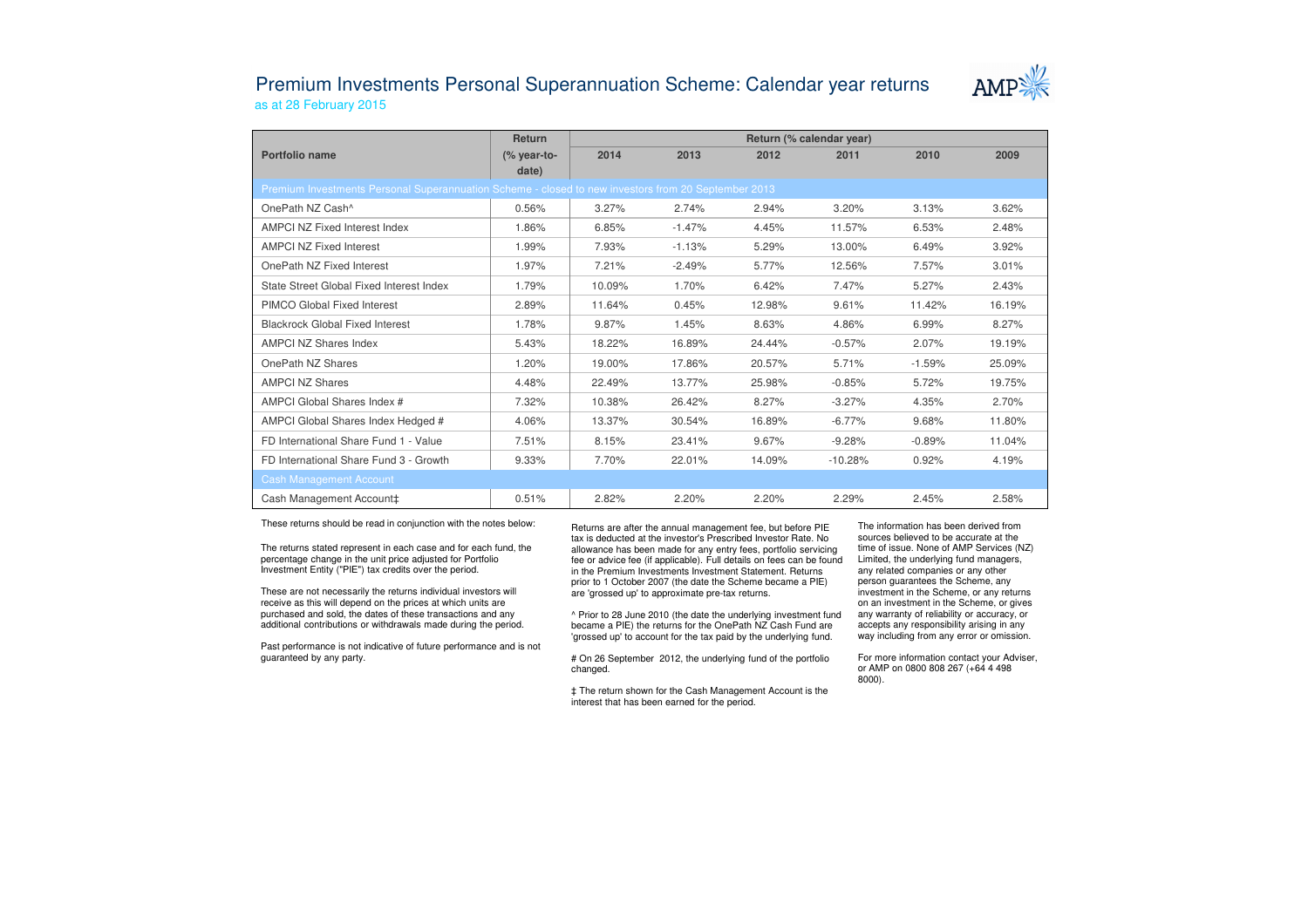# Premium Investments Personal Superannuation Scheme: Calendar year returns

as at 28 February 2015

| Portfolio name | Return (% year-to-date) | Return (% calendar year) | | | | | |
|---|---|---|---|---|---|---|---|
| | | 2014 | 2013 | 2012 | 2011 | 2010 | 2009 |
| **Premium Investments Personal Superannuation Scheme - closed to new investors from 20 September 2013** | | | | | | | |
| OnePath NZ Cash^ | 0.56% | 3.27% | 2.74% | 2.94% | 3.20% | 3.13% | 3.62% |
| AMPCI NZ Fixed Interest Index | 1.86% | 6.85% | -1.47% | 4.45% | 11.57% | 6.53% | 2.48% |
| AMPCI NZ Fixed Interest | 1.99% | 7.93% | -1.13% | 5.29% | 13.00% | 6.49% | 3.92% |
| OnePath NZ Fixed Interest | 1.97% | 7.21% | -2.49% | 5.77% | 12.56% | 7.57% | 3.01% |
| State Street Global Fixed Interest Index | 1.79% | 10.09% | 1.70% | 6.42% | 7.47% | 5.27% | 2.43% |
| PIMCO Global Fixed Interest | 2.89% | 11.64% | 0.45% | 12.98% | 9.61% | 11.42% | 16.19% |
| Blackrock Global Fixed Interest | 1.78% | 9.87% | 1.45% | 8.63% | 4.86% | 6.99% | 8.27% |
| AMPCI NZ Shares Index | 5.43% | 18.22% | 16.89% | 24.44% | -0.57% | 2.07% | 19.19% |
| OnePath NZ Shares | 1.20% | 19.00% | 17.86% | 20.57% | 5.71% | -1.59% | 25.09% |
| AMPCI NZ Shares | 4.48% | 22.49% | 13.77% | 25.98% | -0.85% | 5.72% | 19.75% |
| AMPCI Global Shares Index # | 7.32% | 10.38% | 26.42% | 8.27% | -3.27% | 4.35% | 2.70% |
| AMPCI Global Shares Index Hedged # | 4.06% | 13.37% | 30.54% | 16.89% | -6.77% | 9.68% | 11.80% |
| FD International Share Fund 1 - Value | 7.51% | 8.15% | 23.41% | 9.67% | -9.28% | -0.89% | 11.04% |
| FD International Share Fund 3 - Growth | 9.33% | 7.70% | 22.01% | 14.09% | -10.28% | 0.92% | 4.19% |
| **Cash Management Account** | | | | | | | |
| Cash Management Account‡ | 0.51% | 2.82% | 2.20% | 2.20% | 2.29% | 2.45% | 2.58% |

These returns should be read in conjunction with the notes below:

The returns stated represent in each case and for each fund, the percentage change in the unit price adjusted for Portfolio Investment Entity ("PIE") tax credits over the period.

These are not necessarily the returns individual investors will receive as this will depend on the prices at which units are purchased and sold, the dates of these transactions and any additional contributions or withdrawals made during the period.

Past performance is not indicative of future performance and is not guaranteed by any party.

Returns are after the annual management fee, but before PIE tax is deducted at the investor's Prescribed Investor Rate. No allowance has been made for any entry fees, portfolio servicing fee or advice fee (if applicable). Full details on fees can be found in the Premium Investments Personal Investment Statement. Returns prior to 1 October 2007 (the date the Scheme became a PIE) are 'grossed up' to approximate pre-tax returns.

^ Prior to 28 June 2010 (the date the underlying investment fund became a PIE) the returns for the OnePath NZ Cash Fund are 'grossed up' to account for the tax paid by the underlying fund.

# On 26 September 2012, the underlying fund of the portfolio changed.

‡ The return shown for the Cash Management Account is the interest that has been earned for the period.

The information has been derived from sources believed to be accurate at the time of issue. None of AMP Services (NZ) Limited, the underlying fund managers, any related companies or any other person guarantees the Scheme, any investment in the Scheme, or any returns on an investment in the Scheme, or gives any warranty of reliability or accuracy, or accepts any responsibility arising in any way including from any error or omission.

For more information contact your Adviser, or AMP on 0800 808 267 (+64 4 498 8000).